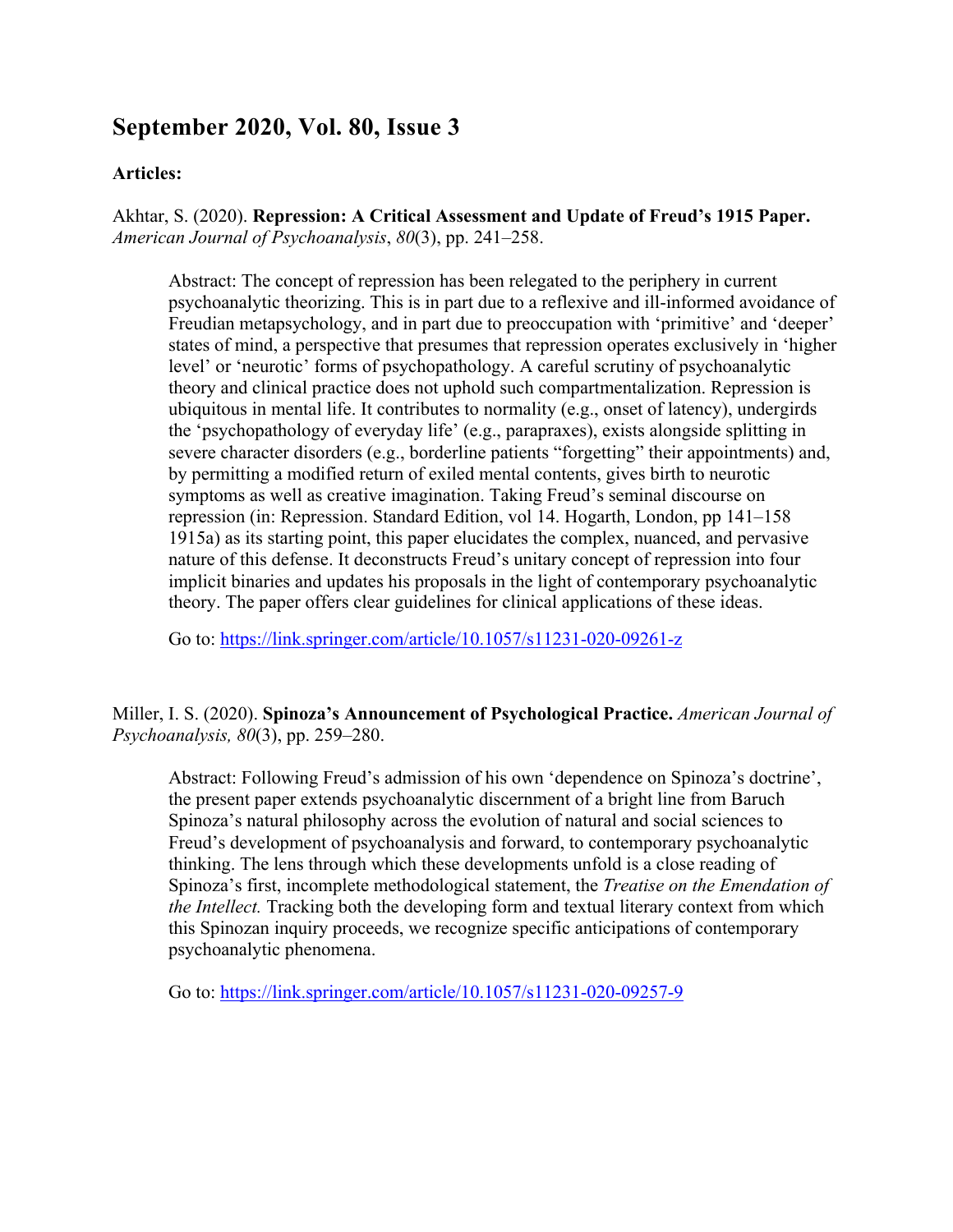# September 2020, Vol. 80, Issue 3

**Articles:**

Akhtar, S. (2020). **Repression: A Critical Assessment and Update of Freud's 1915 Paper.** *American Journal of Psychoanalysis*, *80*(3), pp. 241–258.

> Abstract: The concept of repression has been relegated to the periphery in current psychoanalytic theorizing. This is in part due to a reflexive and ill-informed avoidance of Freudian metapsychology, and in part due to preoccupation with 'primitive' and 'deeper' states of mind, a perspective that presumes that repression operates exclusively in 'higher level' or 'neurotic' forms of psychopathology. A careful scrutiny of psychoanalytic theory and clinical practice does not uphold such compartmentalization. Repression is ubiquitous in mental life. It contributes to normality (e.g., onset of latency), undergirds the 'psychopathology of everyday life' (e.g., parapraxes), exists alongside splitting in severe character disorders (e.g., borderline patients "forgetting" their appointments) and, by permitting a modified return of exiled mental contents, gives birth to neurotic symptoms as well as creative imagination. Taking Freud's seminal discourse on repression (in: Repression. Standard Edition, vol 14. Hogarth, London, pp 141–158 1915a) as its starting point, this paper elucidates the complex, nuanced, and pervasive nature of this defense. It deconstructs Freud's unitary concept of repression into four implicit binaries and updates his proposals in the light of contemporary psychoanalytic theory. The paper offers clear guidelines for clinical applications of these ideas.
>
> Go to: https://link.springer.com/article/10.1057/s11231-020-09261-z

Miller, I. S. (2020). **Spinoza's Announcement of Psychological Practice.** *American Journal of Psychoanalysis, 80*(3), pp. 259–280.

> Abstract: Following Freud's admission of his own 'dependence on Spinoza's doctrine', the present paper extends psychoanalytic discernment of a bright line from Baruch Spinoza's natural philosophy across the evolution of natural and social sciences to Freud's development of psychoanalysis and forward, to contemporary psychoanalytic thinking. The lens through which these developments unfold is a close reading of Spinoza's first, incomplete methodological statement, the *Treatise on the Emendation of the Intellect.* Tracking both the developing form and textual literary context from which this Spinozan inquiry proceeds, we recognize specific anticipations of contemporary psychoanalytic phenomena.
>
> Go to: https://link.springer.com/article/10.1057/s11231-020-09257-9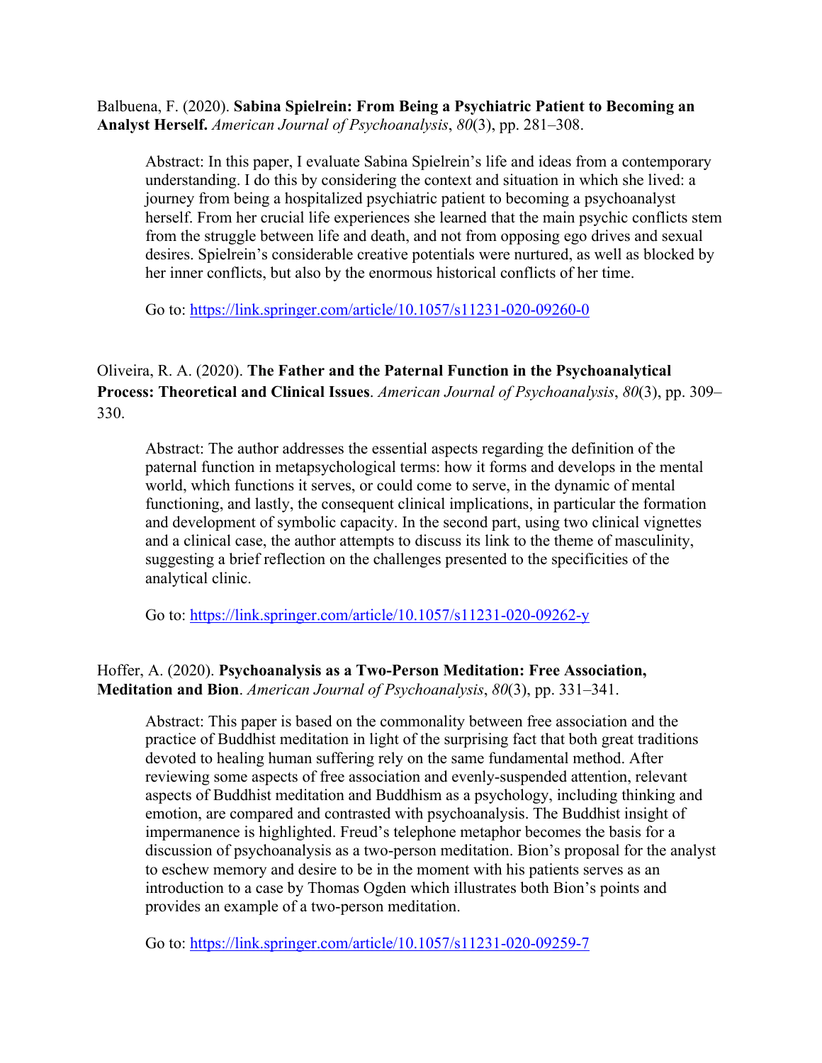Balbuena, F. (2020). **Sabina Spielrein: From Being a Psychiatric Patient to Becoming an Analyst Herself.** *American Journal of Psychoanalysis*, *80*(3), pp. 281–308.

> Abstract: In this paper, I evaluate Sabina Spielrein's life and ideas from a contemporary understanding. I do this by considering the context and situation in which she lived: a journey from being a hospitalized psychiatric patient to becoming a psychoanalyst herself. From her crucial life experiences she learned that the main psychic conflicts stem from the struggle between life and death, and not from opposing ego drives and sexual desires. Spielrein's considerable creative potentials were nurtured, as well as blocked by her inner conflicts, but also by the enormous historical conflicts of her time.
>
> Go to: https://link.springer.com/article/10.1057/s11231-020-09260-0

Oliveira, R. A. (2020). **The Father and the Paternal Function in the Psychoanalytical Process: Theoretical and Clinical Issues**. *American Journal of Psychoanalysis*, *80*(3), pp. 309–330.

> Abstract: The author addresses the essential aspects regarding the definition of the paternal function in metapsychological terms: how it forms and develops in the mental world, which functions it serves, or could come to serve, in the dynamic of mental functioning, and lastly, the consequent clinical implications, in particular the formation and development of symbolic capacity. In the second part, using two clinical vignettes and a clinical case, the author attempts to discuss its link to the theme of masculinity, suggesting a brief reflection on the challenges presented to the specificities of the analytical clinic.
>
> Go to: https://link.springer.com/article/10.1057/s11231-020-09262-y

Hoffer, A. (2020). **Psychoanalysis as a Two-Person Meditation: Free Association, Meditation and Bion**. *American Journal of Psychoanalysis*, *80*(3), pp. 331–341.

> Abstract: This paper is based on the commonality between free association and the practice of Buddhist meditation in light of the surprising fact that both great traditions devoted to healing human suffering rely on the same fundamental method. After reviewing some aspects of free association and evenly-suspended attention, relevant aspects of Buddhist meditation and Buddhism as a psychology, including thinking and emotion, are compared and contrasted with psychoanalysis. The Buddhist insight of impermanence is highlighted. Freud's telephone metaphor becomes the basis for a discussion of psychoanalysis as a two-person meditation. Bion's proposal for the analyst to eschew memory and desire to be in the moment with his patients serves as an introduction to a case by Thomas Ogden which illustrates both Bion's points and provides an example of a two-person meditation.
>
> Go to: https://link.springer.com/article/10.1057/s11231-020-09259-7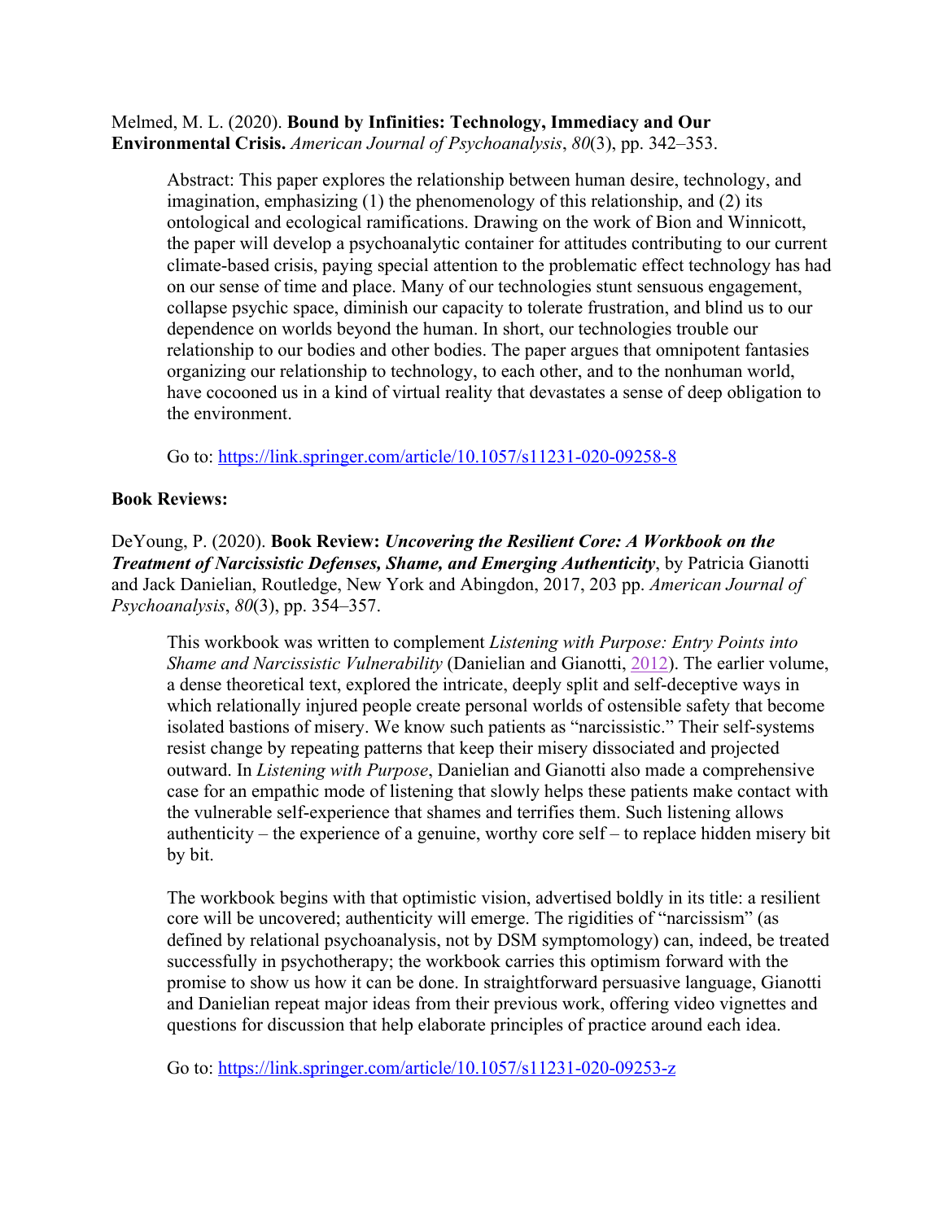Melmed, M. L. (2020). **Bound by Infinities: Technology, Immediacy and Our Environmental Crisis.** *American Journal of Psychoanalysis*, *80*(3), pp. 342–353.

> Abstract: This paper explores the relationship between human desire, technology, and imagination, emphasizing (1) the phenomenology of this relationship, and (2) its ontological and ecological ramifications. Drawing on the work of Bion and Winnicott, the paper will develop a psychoanalytic container for attitudes contributing to our current climate-based crisis, paying special attention to the problematic effect technology has had on our sense of time and place. Many of our technologies stunt sensuous engagement, collapse psychic space, diminish our capacity to tolerate frustration, and blind us to our dependence on worlds beyond the human. In short, our technologies trouble our relationship to our bodies and other bodies. The paper argues that omnipotent fantasies organizing our relationship to technology, to each other, and to the nonhuman world, have cocooned us in a kind of virtual reality that devastates a sense of deep obligation to the environment.
>
> Go to: https://link.springer.com/article/10.1057/s11231-020-09258-8

**Book Reviews:**

DeYoung, P. (2020). **Book Review: *Uncovering the Resilient Core: A Workbook on the Treatment of Narcissistic Defenses, Shame, and Emerging Authenticity***, by Patricia Gianotti and Jack Danielian, Routledge, New York and Abingdon, 2017, 203 pp. *American Journal of Psychoanalysis*, *80*(3), pp. 354–357.

> This workbook was written to complement *Listening with Purpose: Entry Points into Shame and Narcissistic Vulnerability* (Danielian and Gianotti, 2012). The earlier volume, a dense theoretical text, explored the intricate, deeply split and self-deceptive ways in which relationally injured people create personal worlds of ostensible safety that become isolated bastions of misery. We know such patients as "narcissistic." Their self-systems resist change by repeating patterns that keep their misery dissociated and projected outward. In *Listening with Purpose*, Danielian and Gianotti also made a comprehensive case for an empathic mode of listening that slowly helps these patients make contact with the vulnerable self-experience that shames and terrifies them. Such listening allows authenticity – the experience of a genuine, worthy core self – to replace hidden misery bit by bit.
>
> The workbook begins with that optimistic vision, advertised boldly in its title: a resilient core will be uncovered; authenticity will emerge. The rigidities of "narcissism" (as defined by relational psychoanalysis, not by DSM symptomology) can, indeed, be treated successfully in psychotherapy; the workbook carries this optimism forward with the promise to show us how it can be done. In straightforward persuasive language, Gianotti and Danielian repeat major ideas from their previous work, offering video vignettes and questions for discussion that help elaborate principles of practice around each idea.
>
> Go to: https://link.springer.com/article/10.1057/s11231-020-09253-z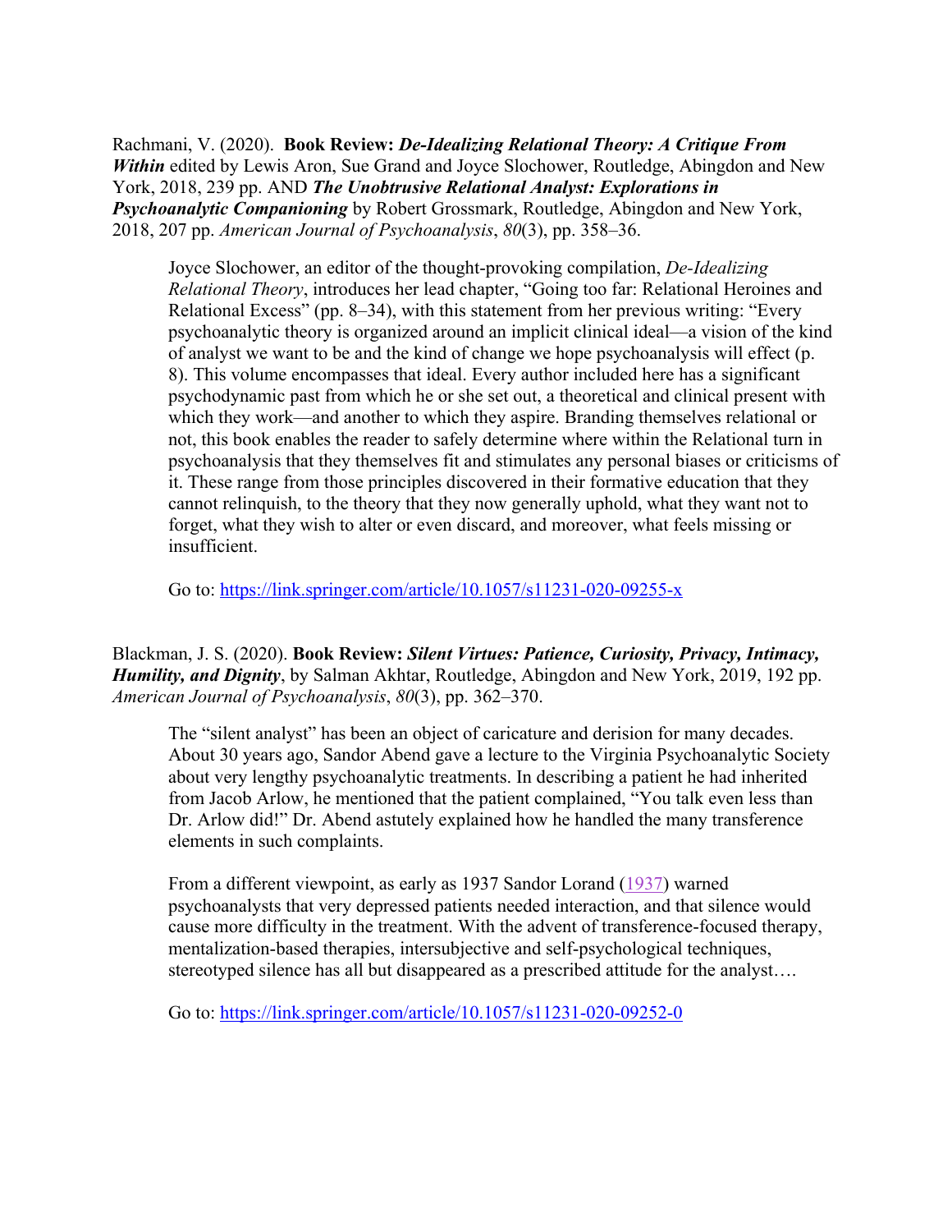Rachmani, V. (2020). **Book Review: *De-Idealizing Relational Theory: A Critique From Within*** edited by Lewis Aron, Sue Grand and Joyce Slochower, Routledge, Abingdon and New York, 2018, 239 pp. AND ***The Unobtrusive Relational Analyst: Explorations in Psychoanalytic Companioning*** by Robert Grossmark, Routledge, Abingdon and New York, 2018, 207 pp. *American Journal of Psychoanalysis*, *80*(3), pp. 358–36.

> Joyce Slochower, an editor of the thought-provoking compilation, *De-Idealizing Relational Theory*, introduces her lead chapter, "Going too far: Relational Heroines and Relational Excess" (pp. 8–34), with this statement from her previous writing: "Every psychoanalytic theory is organized around an implicit clinical ideal—a vision of the kind of analyst we want to be and the kind of change we hope psychoanalysis will effect (p. 8). This volume encompasses that ideal. Every author included here has a significant psychodynamic past from which he or she set out, a theoretical and clinical present with which they work—and another to which they aspire. Branding themselves relational or not, this book enables the reader to safely determine where within the Relational turn in psychoanalysis that they themselves fit and stimulates any personal biases or criticisms of it. These range from those principles discovered in their formative education that they cannot relinquish, to the theory that they now generally uphold, what they want not to forget, what they wish to alter or even discard, and moreover, what feels missing or insufficient.
>
> Go to: https://link.springer.com/article/10.1057/s11231-020-09255-x

Blackman, J. S. (2020). **Book Review: *Silent Virtues: Patience, Curiosity, Privacy, Intimacy, Humility, and Dignity***, by Salman Akhtar, Routledge, Abingdon and New York, 2019, 192 pp. *American Journal of Psychoanalysis*, *80*(3), pp. 362–370.

> The "silent analyst" has been an object of caricature and derision for many decades. About 30 years ago, Sandor Abend gave a lecture to the Virginia Psychoanalytic Society about very lengthy psychoanalytic treatments. In describing a patient he had inherited from Jacob Arlow, he mentioned that the patient complained, "You talk even less than Dr. Arlow did!" Dr. Abend astutely explained how he handled the many transference elements in such complaints.
>
> From a different viewpoint, as early as 1937 Sandor Lorand (1937) warned psychoanalysts that very depressed patients needed interaction, and that silence would cause more difficulty in the treatment. With the advent of transference-focused therapy, mentalization-based therapies, intersubjective and self-psychological techniques, stereotyped silence has all but disappeared as a prescribed attitude for the analyst….
>
> Go to: https://link.springer.com/article/10.1057/s11231-020-09252-0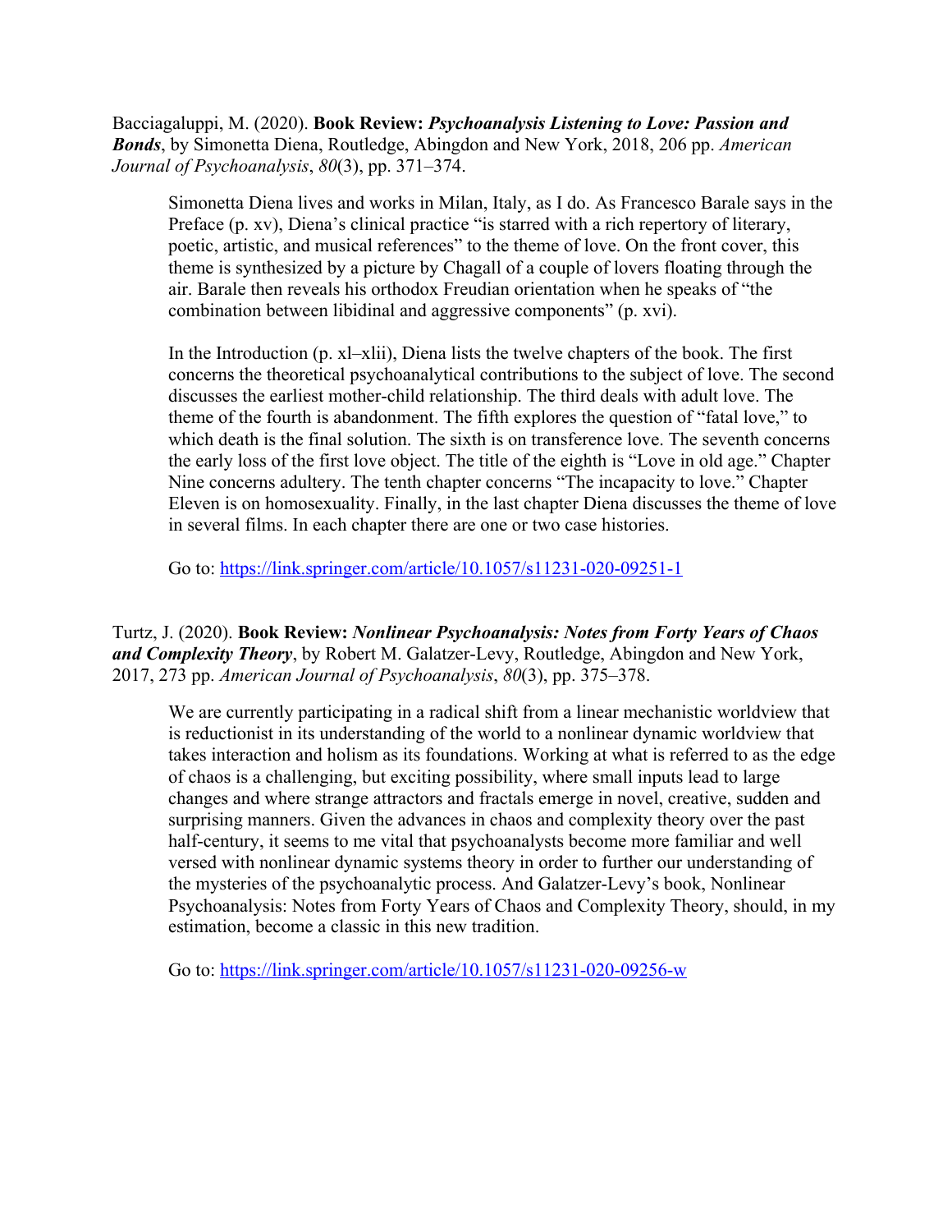Bacciagaluppi, M. (2020). **Book Review: *Psychoanalysis Listening to Love: Passion and Bonds***, by Simonetta Diena, Routledge, Abingdon and New York, 2018, 206 pp. *American Journal of Psychoanalysis*, *80*(3), pp. 371–374.

> Simonetta Diena lives and works in Milan, Italy, as I do. As Francesco Barale says in the Preface (p. xv), Diena's clinical practice "is starred with a rich repertory of literary, poetic, artistic, and musical references" to the theme of love. On the front cover, this theme is synthesized by a picture by Chagall of a couple of lovers floating through the air. Barale then reveals his orthodox Freudian orientation when he speaks of "the combination between libidinal and aggressive components" (p. xvi).
>
> In the Introduction (p. xl–xlii), Diena lists the twelve chapters of the book. The first concerns the theoretical psychoanalytical contributions to the subject of love. The second discusses the earliest mother-child relationship. The third deals with adult love. The theme of the fourth is abandonment. The fifth explores the question of "fatal love," to which death is the final solution. The sixth is on transference love. The seventh concerns the early loss of the first love object. The title of the eighth is "Love in old age." Chapter Nine concerns adultery. The tenth chapter concerns "The incapacity to love." Chapter Eleven is on homosexuality. Finally, in the last chapter Diena discusses the theme of love in several films. In each chapter there are one or two case histories.
>
> Go to: https://link.springer.com/article/10.1057/s11231-020-09251-1

Turtz, J. (2020). **Book Review: *Nonlinear Psychoanalysis: Notes from Forty Years of Chaos and Complexity Theory***, by Robert M. Galatzer-Levy, Routledge, Abingdon and New York, 2017, 273 pp. *American Journal of Psychoanalysis*, *80*(3), pp. 375–378.

> We are currently participating in a radical shift from a linear mechanistic worldview that is reductionist in its understanding of the world to a nonlinear dynamic worldview that takes interaction and holism as its foundations. Working at what is referred to as the edge of chaos is a challenging, but exciting possibility, where small inputs lead to large changes and where strange attractors and fractals emerge in novel, creative, sudden and surprising manners. Given the advances in chaos and complexity theory over the past half-century, it seems to me vital that psychoanalysts become more familiar and well versed with nonlinear dynamic systems theory in order to further our understanding of the mysteries of the psychoanalytic process. And Galatzer-Levy's book, Nonlinear Psychoanalysis: Notes from Forty Years of Chaos and Complexity Theory, should, in my estimation, become a classic in this new tradition.
>
> Go to: https://link.springer.com/article/10.1057/s11231-020-09256-w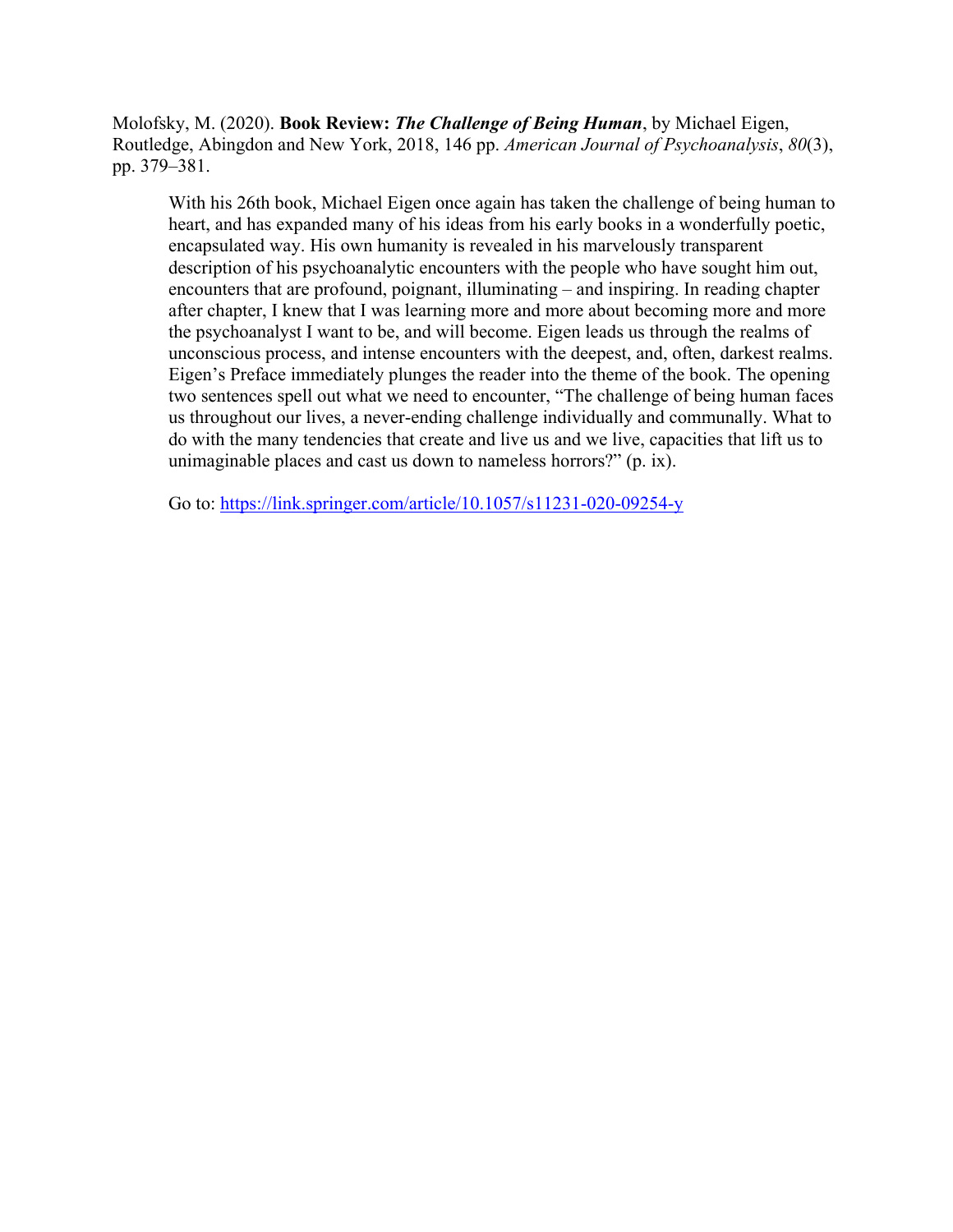Molofsky, M. (2020). **Book Review: *The Challenge of Being Human***, by Michael Eigen, Routledge, Abingdon and New York, 2018, 146 pp. *American Journal of Psychoanalysis*, *80*(3), pp. 379–381.

> With his 26th book, Michael Eigen once again has taken the challenge of being human to heart, and has expanded many of his ideas from his early books in a wonderfully poetic, encapsulated way. His own humanity is revealed in his marvelously transparent description of his psychoanalytic encounters with the people who have sought him out, encounters that are profound, poignant, illuminating – and inspiring. In reading chapter after chapter, I knew that I was learning more and more about becoming more and more the psychoanalyst I want to be, and will become. Eigen leads us through the realms of unconscious process, and intense encounters with the deepest, and, often, darkest realms. Eigen's Preface immediately plunges the reader into the theme of the book. The opening two sentences spell out what we need to encounter, "The challenge of being human faces us throughout our lives, a never-ending challenge individually and communally. What to do with the many tendencies that create and live us and we live, capacities that lift us to unimaginable places and cast us down to nameless horrors?" (p. ix).
>
> Go to: https://link.springer.com/article/10.1057/s11231-020-09254-y